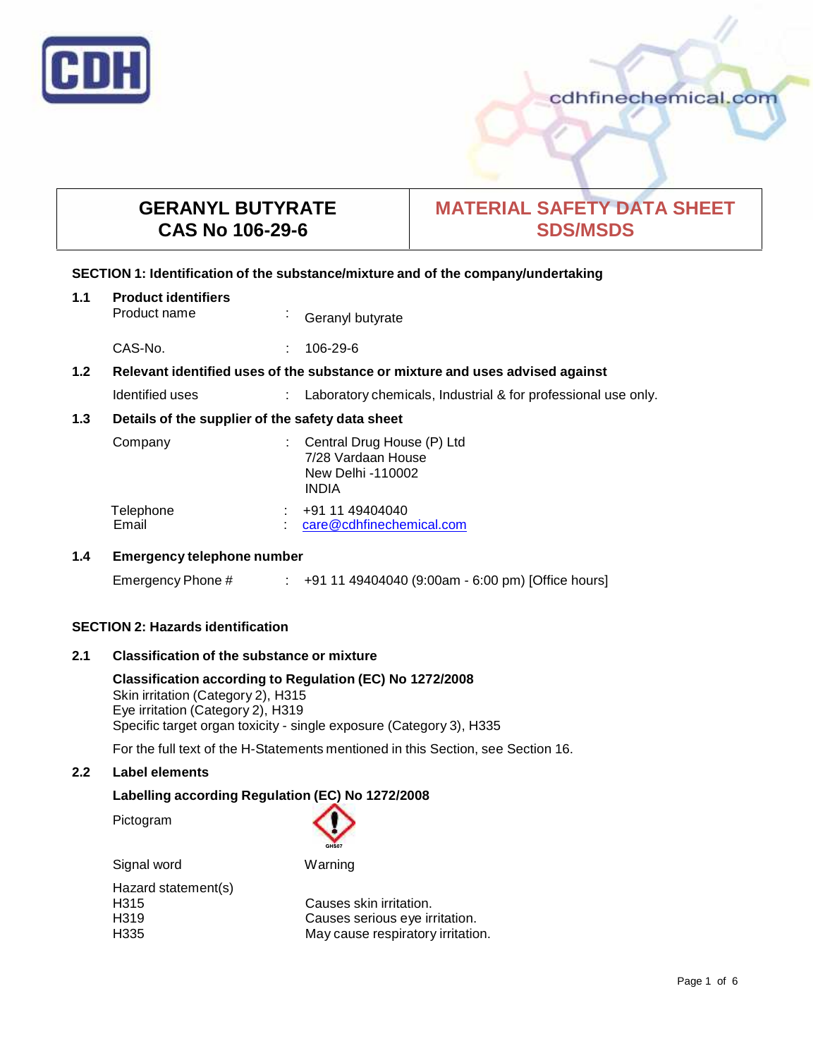# GERANYL BUTYRATE
# CAS No 106-29-6

# MATERIAL SAFETY DATA SHEET SDS/MSDS

## SECTION 1: Identification of the substance/mixture and of the company/undertaking

### 1.1 Product identifiers

Product name : Geranyl butyrate

CAS-No. : 106-29-6

### 1.2 Relevant identified uses of the substance or mixture and uses advised against

Identified uses : Laboratory chemicals, Industrial & for professional use only.

### 1.3 Details of the supplier of the safety data sheet

Company : Central Drug House (P) Ltd
7/28 Vardaan House
New Delhi -110002
INDIA

Telephone : +91 11 49404040
Email : care@cdhfinechemical.com

### 1.4 Emergency telephone number

Emergency Phone # : +91 11 49404040 (9:00am - 6:00 pm) [Office hours]

## SECTION 2: Hazards identification

### 2.1 Classification of the substance or mixture

**Classification according to Regulation (EC) No 1272/2008**
Skin irritation (Category 2), H315
Eye irritation (Category 2), H319
Specific target organ toxicity - single exposure (Category 3), H335

For the full text of the H-Statements mentioned in this Section, see Section 16.

### 2.2 Label elements

**Labelling according Regulation (EC) No 1272/2008**

Pictogram

Signal word Warning

Hazard statement(s)
H315 Causes skin irritation.
H319 Causes serious eye irritation.
H335 May cause respiratory irritation.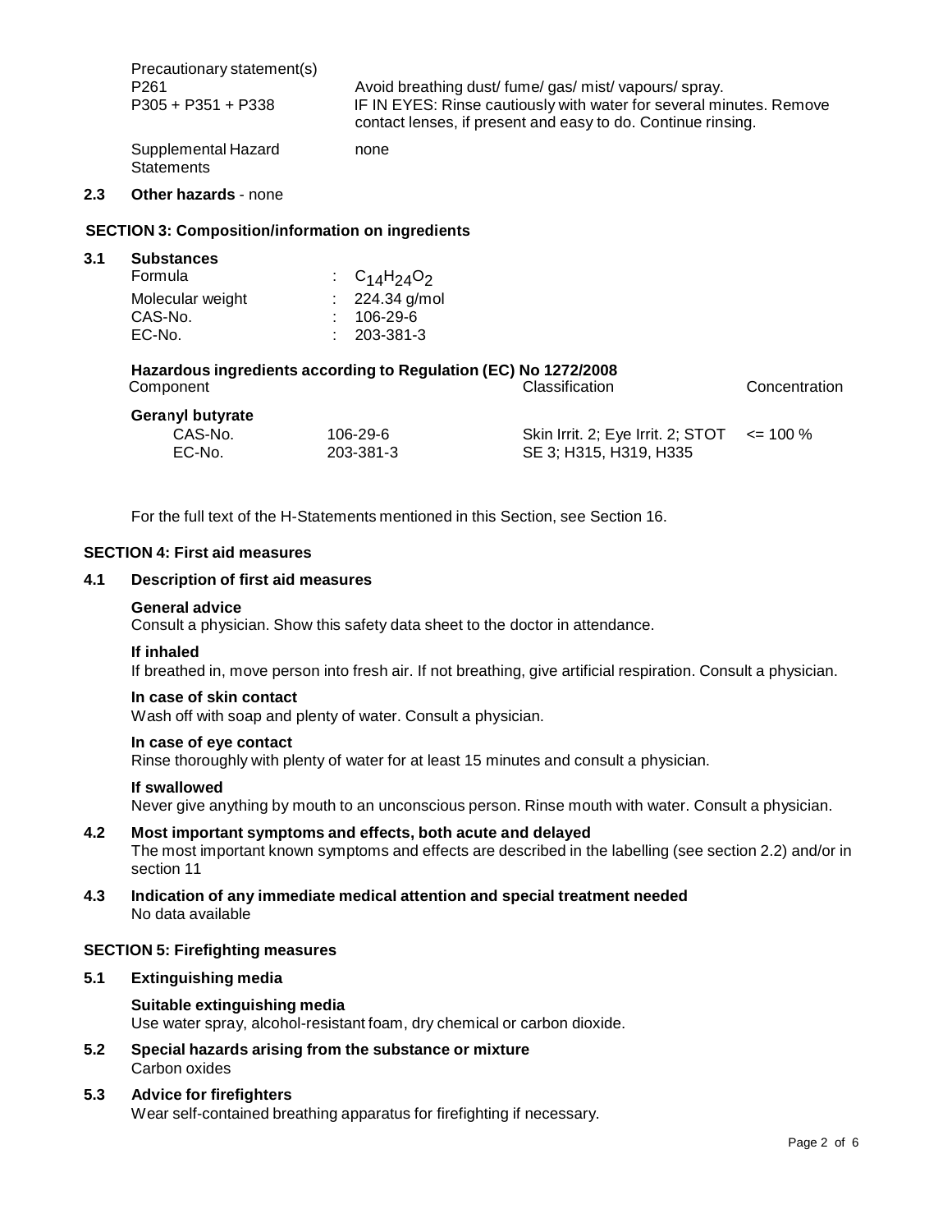| Precautionary statement(s) | |
|---|---|
| P261 | Avoid breathing dust/ fume/ gas/ mist/ vapours/ spray. |
| P305 + P351 + P338 | IF IN EYES: Rinse cautiously with water for several minutes. Remove contact lenses, if present and easy to do. Continue rinsing. |
| Supplemental Hazard Statements | none |

### 2.3 Other hazards - none

## SECTION 3: Composition/information on ingredients

### 3.1 Substances

| | |
|---|---|
| Formula | : $C_{14}H_{24}O_2$ |
| Molecular weight | : 224.34 g/mol |
| CAS-No. | : 106-29-6 |
| EC-No. | : 203-381-3 |

**Hazardous ingredients according to Regulation (EC) No 1272/2008**

| Component | | | Classification | Concentration |
|---|---|---|---|---|
| **Geranyl butyrate** | | | | |
| | CAS-No. | 106-29-6 | Skin Irrit. 2; Eye Irrit. 2; STOT | <= 100 % |
| | EC-No. | 203-381-3 | SE 3; H315, H319, H335 | |

For the full text of the H-Statements mentioned in this Section, see Section 16.

## SECTION 4: First aid measures

### 4.1 Description of first aid measures

**General advice**
Consult a physician. Show this safety data sheet to the doctor in attendance.

**If inhaled**
If breathed in, move person into fresh air. If not breathing, give artificial respiration. Consult a physician.

**In case of skin contact**
Wash off with soap and plenty of water. Consult a physician.

**In case of eye contact**
Rinse thoroughly with plenty of water for at least 15 minutes and consult a physician.

**If swallowed**
Never give anything by mouth to an unconscious person. Rinse mouth with water. Consult a physician.

### 4.2 Most important symptoms and effects, both acute and delayed

The most important known symptoms and effects are described in the labelling (see section 2.2) and/or in section 11

### 4.3 Indication of any immediate medical attention and special treatment needed

No data available

## SECTION 5: Firefighting measures

### 5.1 Extinguishing media

**Suitable extinguishing media**
Use water spray, alcohol-resistant foam, dry chemical or carbon dioxide.

### 5.2 Special hazards arising from the substance or mixture

Carbon oxides

### 5.3 Advice for firefighters

Wear self-contained breathing apparatus for firefighting if necessary.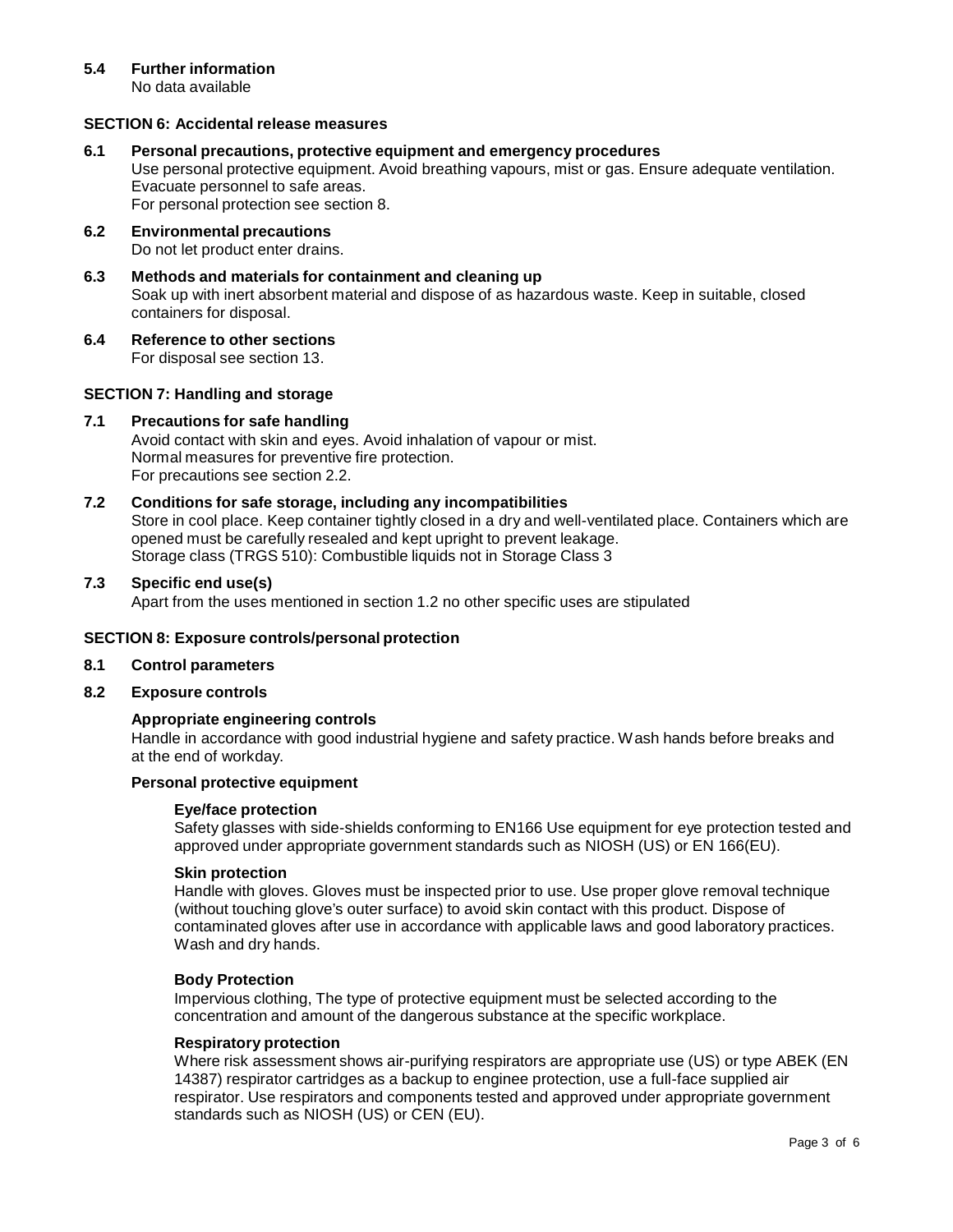### 5.4 Further information

No data available

## SECTION 6: Accidental release measures

### 6.1 Personal precautions, protective equipment and emergency procedures

Use personal protective equipment. Avoid breathing vapours, mist or gas. Ensure adequate ventilation. Evacuate personnel to safe areas.
For personal protection see section 8.

### 6.2 Environmental precautions

Do not let product enter drains.

### 6.3 Methods and materials for containment and cleaning up

Soak up with inert absorbent material and dispose of as hazardous waste. Keep in suitable, closed containers for disposal.

### 6.4 Reference to other sections

For disposal see section 13.

## SECTION 7: Handling and storage

### 7.1 Precautions for safe handling

Avoid contact with skin and eyes. Avoid inhalation of vapour or mist.
Normal measures for preventive fire protection.
For precautions see section 2.2.

### 7.2 Conditions for safe storage, including any incompatibilities

Store in cool place. Keep container tightly closed in a dry and well-ventilated place. Containers which are opened must be carefully resealed and kept upright to prevent leakage.
Storage class (TRGS 510): Combustible liquids not in Storage Class 3

### 7.3 Specific end use(s)

Apart from the uses mentioned in section 1.2 no other specific uses are stipulated

## SECTION 8: Exposure controls/personal protection

### 8.1 Control parameters

### 8.2 Exposure controls

**Appropriate engineering controls**

Handle in accordance with good industrial hygiene and safety practice. Wash hands before breaks and at the end of workday.

**Personal protective equipment**

**Eye/face protection**

Safety glasses with side-shields conforming to EN166 Use equipment for eye protection tested and approved under appropriate government standards such as NIOSH (US) or EN 166(EU).

**Skin protection**

Handle with gloves. Gloves must be inspected prior to use. Use proper glove removal technique (without touching glove's outer surface) to avoid skin contact with this product. Dispose of contaminated gloves after use in accordance with applicable laws and good laboratory practices. Wash and dry hands.

**Body Protection**

Impervious clothing, The type of protective equipment must be selected according to the concentration and amount of the dangerous substance at the specific workplace.

**Respiratory protection**

Where risk assessment shows air-purifying respirators are appropriate use (US) or type ABEK (EN 14387) respirator cartridges as a backup to enginee protection, use a full-face supplied air respirator. Use respirators and components tested and approved under appropriate government standards such as NIOSH (US) or CEN (EU).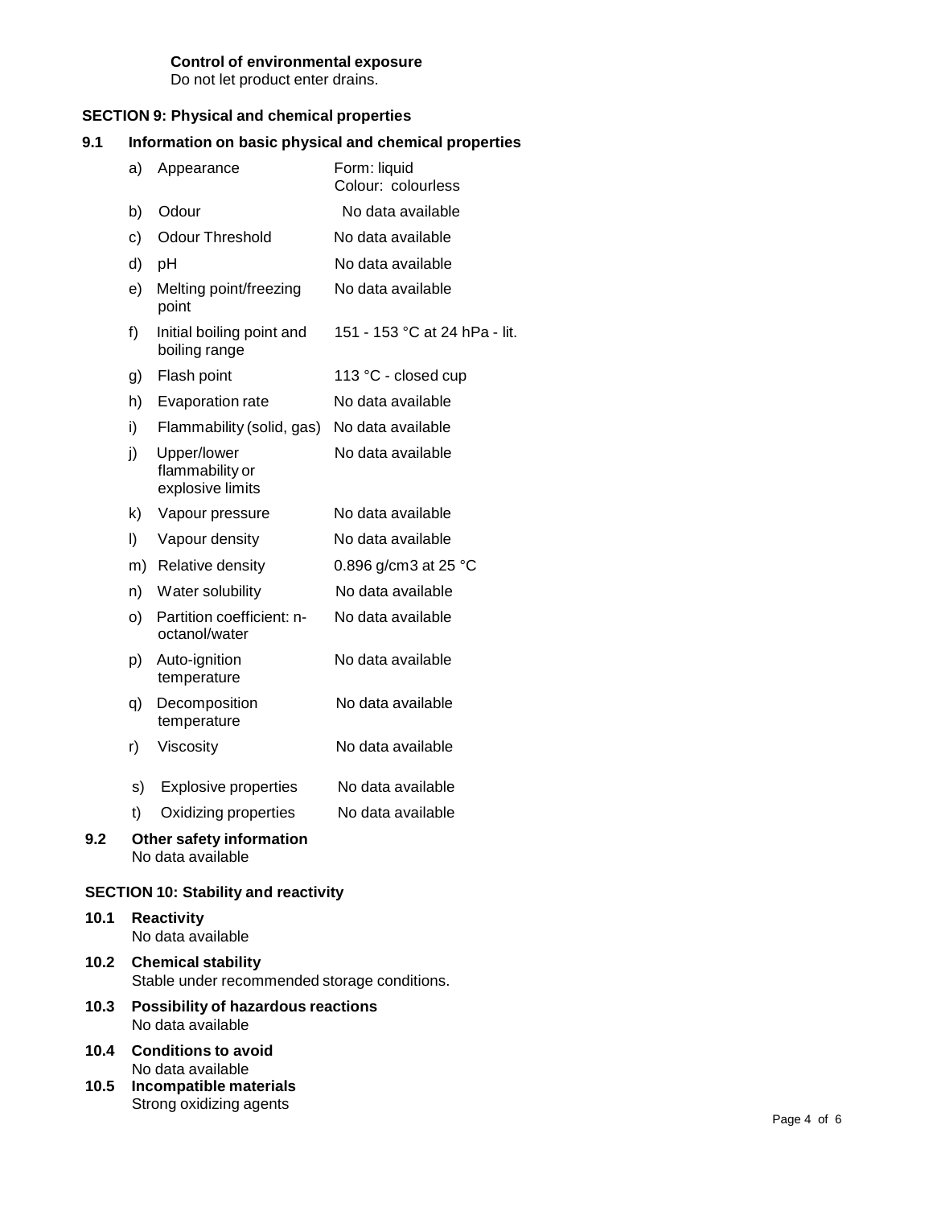**Control of environmental exposure**
Do not let product enter drains.

## SECTION 9: Physical and chemical properties

### 9.1 Information on basic physical and chemical properties

| | Property | Value |
|---|---|---|
| a) | Appearance | Form: liquid<br>Colour: colourless |
| b) | Odour | No data available |
| c) | Odour Threshold | No data available |
| d) | pH | No data available |
| e) | Melting point/freezing point | No data available |
| f) | Initial boiling point and boiling range | 151 - 153 °C at 24 hPa - lit. |
| g) | Flash point | 113 °C - closed cup |
| h) | Evaporation rate | No data available |
| i) | Flammability (solid, gas) | No data available |
| j) | Upper/lower flammability or explosive limits | No data available |
| k) | Vapour pressure | No data available |
| l) | Vapour density | No data available |
| m) | Relative density | 0.896 g/cm3 at 25 °C |
| n) | Water solubility | No data available |
| o) | Partition coefficient: n-octanol/water | No data available |
| p) | Auto-ignition temperature | No data available |
| q) | Decomposition temperature | No data available |
| r) | Viscosity | No data available |
| s) | Explosive properties | No data available |
| t) | Oxidizing properties | No data available |

### 9.2 Other safety information

No data available

## SECTION 10: Stability and reactivity

### 10.1 Reactivity

No data available

### 10.2 Chemical stability

Stable under recommended storage conditions.

### 10.3 Possibility of hazardous reactions

No data available

### 10.4 Conditions to avoid

No data available

### 10.5 Incompatible materials

Strong oxidizing agents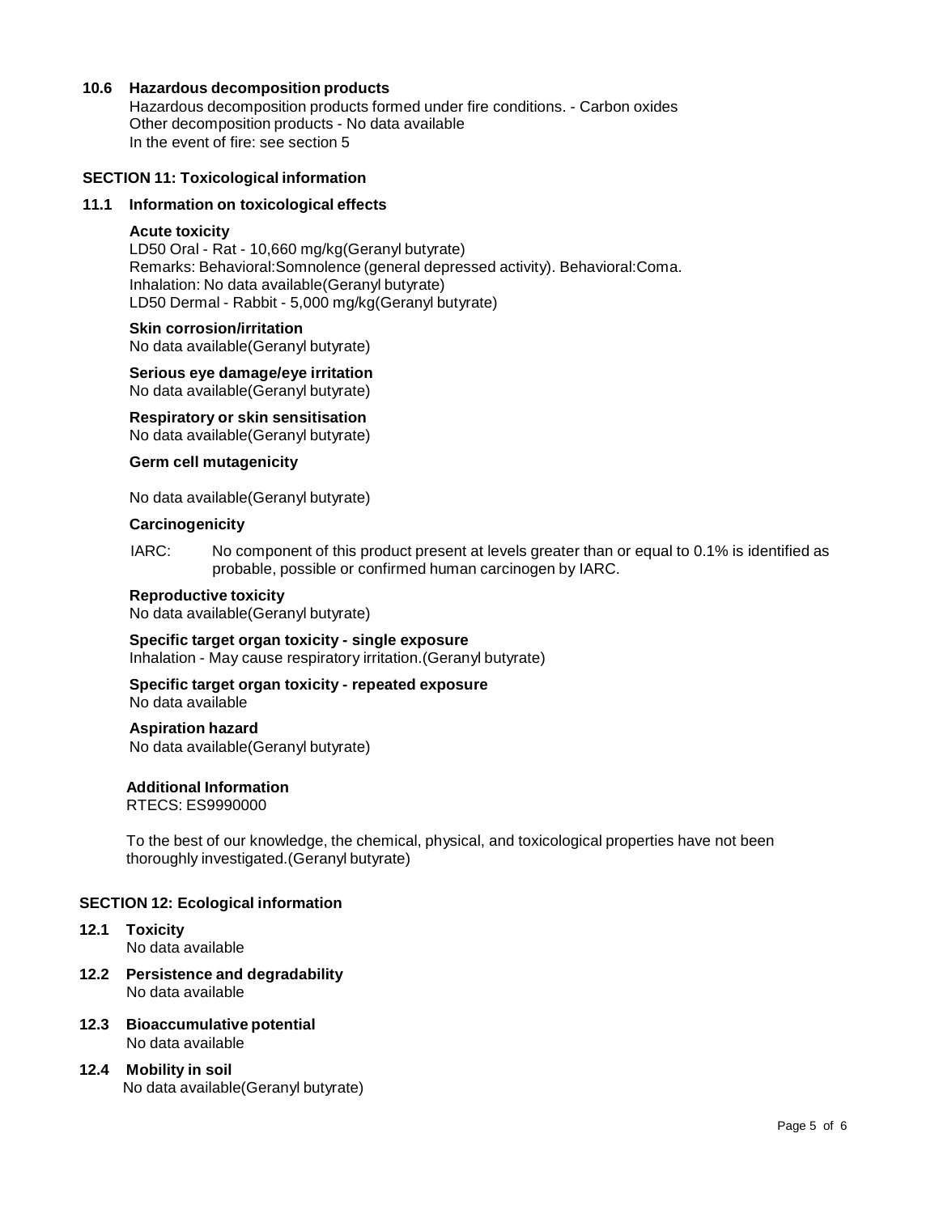### 10.6 Hazardous decomposition products

Hazardous decomposition products formed under fire conditions. - Carbon oxides
Other decomposition products - No data available
In the event of fire: see section 5

## SECTION 11: Toxicological information

### 11.1 Information on toxicological effects

**Acute toxicity**
LD50 Oral - Rat - 10,660 mg/kg(Geranyl butyrate)
Remarks: Behavioral:Somnolence (general depressed activity). Behavioral:Coma.
Inhalation: No data available(Geranyl butyrate)
LD50 Dermal - Rabbit - 5,000 mg/kg(Geranyl butyrate)

**Skin corrosion/irritation**
No data available(Geranyl butyrate)

**Serious eye damage/eye irritation**
No data available(Geranyl butyrate)

**Respiratory or skin sensitisation**
No data available(Geranyl butyrate)

**Germ cell mutagenicity**

No data available(Geranyl butyrate)

**Carcinogenicity**

IARC: No component of this product present at levels greater than or equal to 0.1% is identified as probable, possible or confirmed human carcinogen by IARC.

**Reproductive toxicity**
No data available(Geranyl butyrate)

**Specific target organ toxicity - single exposure**
Inhalation - May cause respiratory irritation.(Geranyl butyrate)

**Specific target organ toxicity - repeated exposure**
No data available

**Aspiration hazard**
No data available(Geranyl butyrate)

**Additional Information**
RTECS: ES9990000

To the best of our knowledge, the chemical, physical, and toxicological properties have not been thoroughly investigated.(Geranyl butyrate)

## SECTION 12: Ecological information

### 12.1 Toxicity
No data available

### 12.2 Persistence and degradability
No data available

### 12.3 Bioaccumulative potential
No data available

### 12.4 Mobility in soil
No data available(Geranyl butyrate)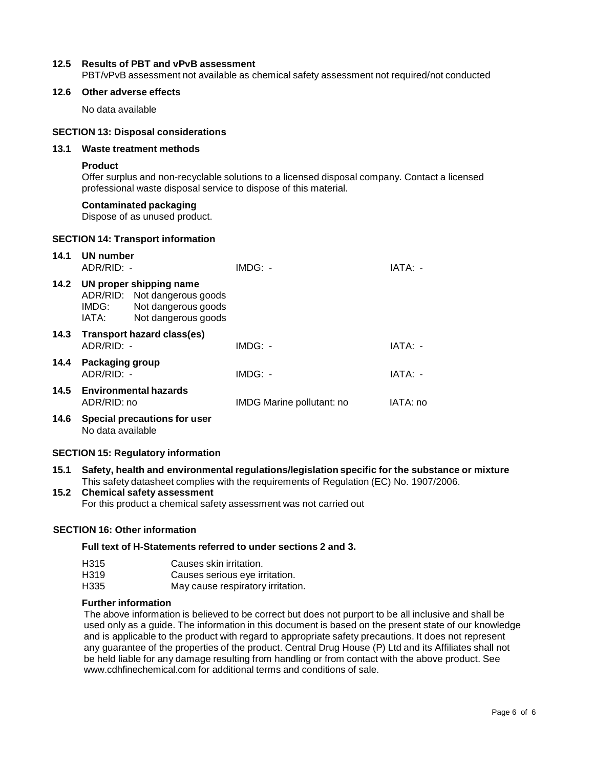### 12.5 Results of PBT and vPvB assessment

PBT/vPvB assessment not available as chemical safety assessment not required/not conducted

### 12.6 Other adverse effects

No data available

## SECTION 13: Disposal considerations

### 13.1 Waste treatment methods

**Product**

Offer surplus and non-recyclable solutions to a licensed disposal company. Contact a licensed professional waste disposal service to dispose of this material.

**Contaminated packaging**

Dispose of as unused product.

## SECTION 14: Transport information

### 14.1 UN number

| | | |
|---|---|---|
| ADR/RID: - | IMDG: - | IATA: - |

### 14.2 UN proper shipping name

| | |
|---|---|
| ADR/RID: | Not dangerous goods |
| IMDG: | Not dangerous goods |
| IATA: | Not dangerous goods |

### 14.3 Transport hazard class(es)

| | | |
|---|---|---|
| ADR/RID: - | IMDG: - | IATA: - |

### 14.4 Packaging group

| | | |
|---|---|---|
| ADR/RID: - | IMDG: - | IATA: - |

### 14.5 Environmental hazards

| | | |
|---|---|---|
| ADR/RID: no | IMDG Marine pollutant: no | IATA: no |

### 14.6 Special precautions for user

No data available

## SECTION 15: Regulatory information

### 15.1 Safety, health and environmental regulations/legislation specific for the substance or mixture

This safety datasheet complies with the requirements of Regulation (EC) No. 1907/2006.

### 15.2 Chemical safety assessment

For this product a chemical safety assessment was not carried out

## SECTION 16: Other information

**Full text of H-Statements referred to under sections 2 and 3.**

| | |
|---|---|
| H315 | Causes skin irritation. |
| H319 | Causes serious eye irritation. |
| H335 | May cause respiratory irritation. |

**Further information**

The above information is believed to be correct but does not purport to be all inclusive and shall be used only as a guide. The information in this document is based on the present state of our knowledge and is applicable to the product with regard to appropriate safety precautions. It does not represent any guarantee of the properties of the product. Central Drug House (P) Ltd and its Affiliates shall not be held liable for any damage resulting from handling or from contact with the above product. See www.cdhfinechemical.com for additional terms and conditions of sale.